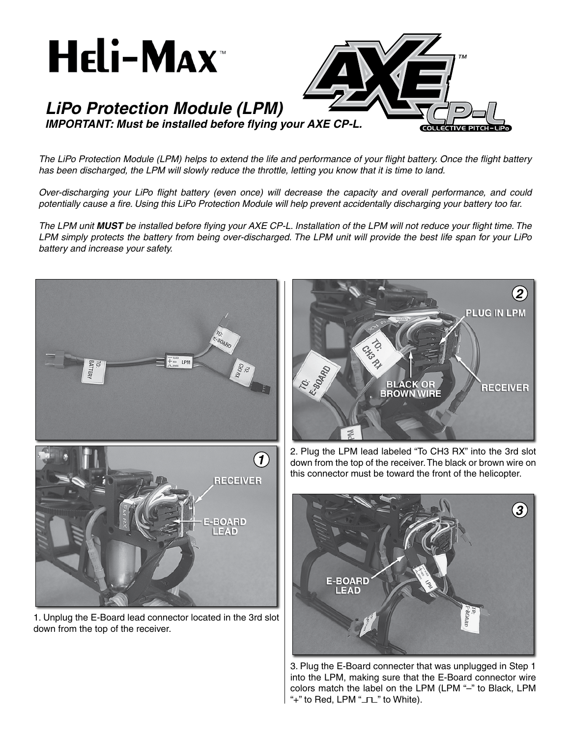# Heli-Max™

## LiPo Protection Module (LPM)

***IMPORTANT: Must be installed before flying your AXE CP-L.***

*The LiPo Protection Module (LPM) helps to extend the life and performance of your flight battery. Once the flight battery has been discharged, the LPM will slowly reduce the throttle, letting you know that it is time to land.*

*Over-discharging your LiPo flight battery (even once) will decrease the capacity and overall performance, and could potentially cause a fire. Using this LiPo Protection Module will help prevent accidentally discharging your battery too far.*

*The LPM unit **MUST** be installed before flying your AXE CP-L. Installation of the LPM will not reduce your flight time. The LPM simply protects the battery from being over-discharged. The LPM unit will provide the best life span for your LiPo battery and increase your safety.*

1. Unplug the E-Board lead connector located in the 3rd slot down from the top of the receiver.

2. Plug the LPM lead labeled "To CH3 RX" into the 3rd slot down from the top of the receiver. The black or brown wire on this connector must be toward the front of the helicopter.

3. Plug the E-Board connecter that was unplugged in Step 1 into the LPM, making sure that the E-Board connector wire colors match the label on the LPM (LPM "–" to Black, LPM "+" to Red, LPM "⎍" to White).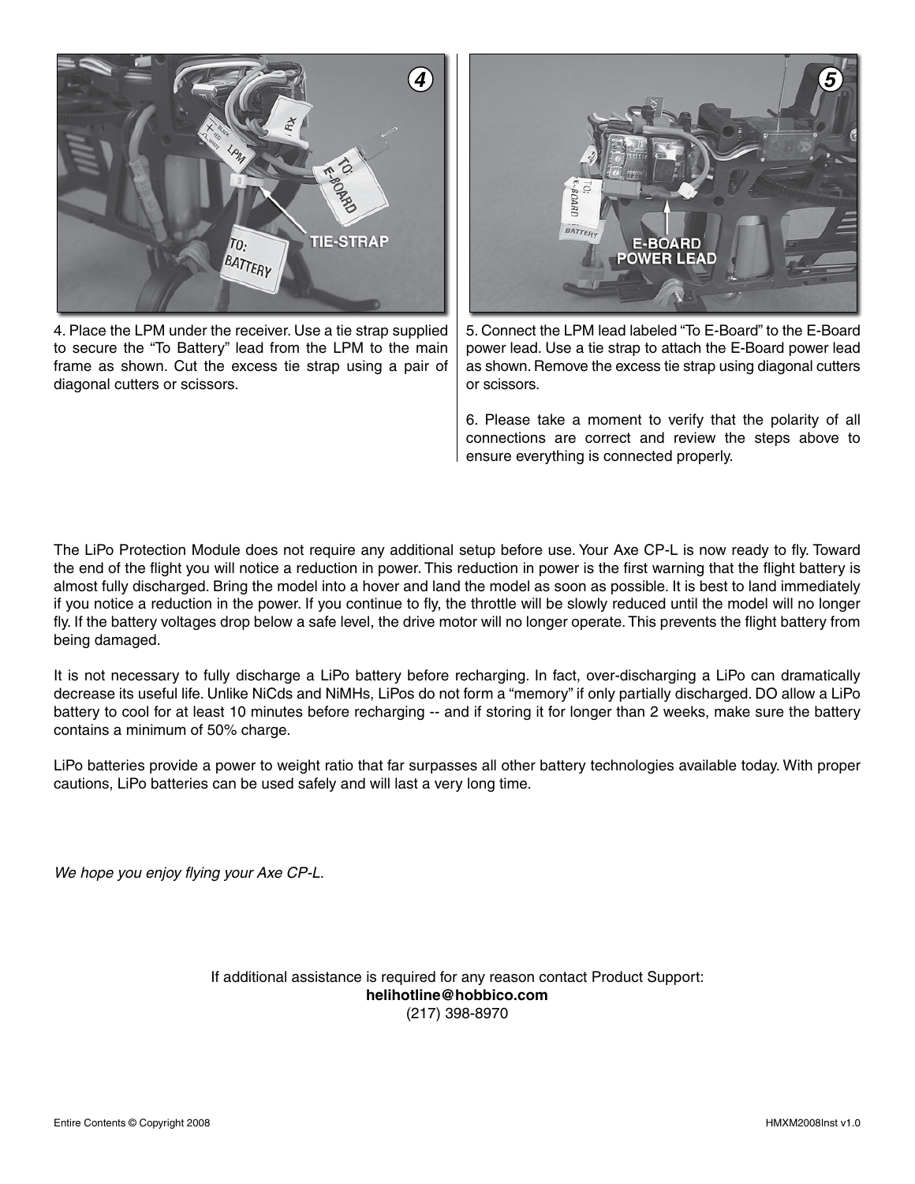4. Place the LPM under the receiver. Use a tie strap supplied to secure the "To Battery" lead from the LPM to the main frame as shown. Cut the excess tie strap using a pair of diagonal cutters or scissors.

5. Connect the LPM lead labeled "To E-Board" to the E-Board power lead. Use a tie strap to attach the E-Board power lead as shown. Remove the excess tie strap using diagonal cutters or scissors.

6. Please take a moment to verify that the polarity of all connections are correct and review the steps above to ensure everything is connected properly.

The LiPo Protection Module does not require any additional setup before use. Your Axe CP-L is now ready to fly. Toward the end of the flight you will notice a reduction in power. This reduction in power is the first warning that the flight battery is almost fully discharged. Bring the model into a hover and land the model as soon as possible. It is best to land immediately if you notice a reduction in the power. If you continue to fly, the throttle will be slowly reduced until the model will no longer fly. If the battery voltages drop below a safe level, the drive motor will no longer operate. This prevents the flight battery from being damaged.

It is not necessary to fully discharge a LiPo battery before recharging. In fact, over-discharging a LiPo can dramatically decrease its useful life. Unlike NiCds and NiMHs, LiPos do not form a "memory" if only partially discharged. DO allow a LiPo battery to cool for at least 10 minutes before recharging -- and if storing it for longer than 2 weeks, make sure the battery contains a minimum of 50% charge.

LiPo batteries provide a power to weight ratio that far surpasses all other battery technologies available today. With proper cautions, LiPo batteries can be used safely and will last a very long time.

*We hope you enjoy flying your Axe CP-L.*

If additional assistance is required for any reason contact Product Support:
**helihotline@hobbico.com**
(217) 398-8970

Entire Contents © Copyright 2008

HMXM2008Inst v1.0